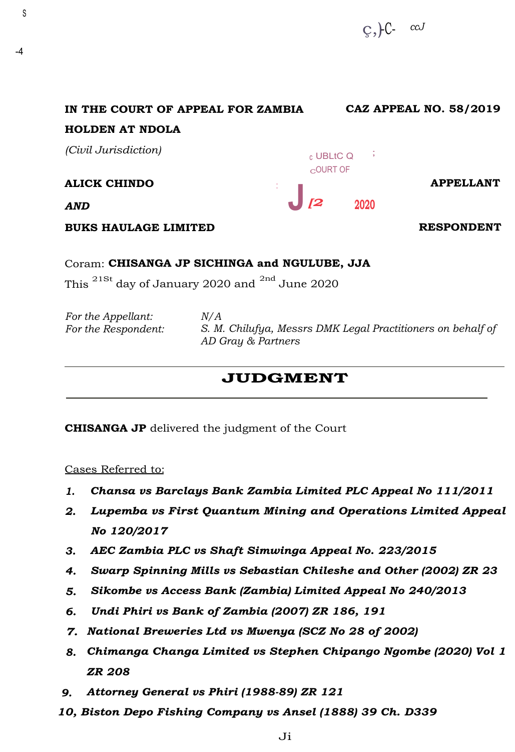**IN THE COURT OF APPEAL FOR ZAMBIA** **CAZ APPEAL NO. 58/2019**

**HOLDEN AT NDOLA**

*(Civil Jurisdiction)*

**ALICK CHINDO** **APPELLANT**

***AND***

**BUKS HAULAGE LIMITED** **RESPONDENT**

Coram: **CHISANGA JP SICHINGA and NGULUBE, JJA**

This 21St day of January 2020 and 2nd June 2020

*For the Appellant:* *N/A*

*For the Respondent:* *S. M. Chilufya, Messrs DMK Legal Practitioners on behalf of AD Gray & Partners*

---

# JUDGMENT

---

**CHISANGA JP** delivered the judgment of the Court

Cases Referred to:

1. ***Chansa vs Barclays Bank Zambia Limited PLC Appeal No 111/2011***
2. ***Lupemba vs First Quantum Mining and Operations Limited Appeal No 120/2017***
3. ***AEC Zambia PLC vs Shaft Simwinga Appeal No. 223/2015***
4. ***Swarp Spinning Mills vs Sebastian Chileshe and Other (2002) ZR 23***
5. ***Sikombe vs Access Bank (Zambia) Limited Appeal No 240/2013***
6. ***Undi Phiri vs Bank of Zambia (2007) ZR 186, 191***
7. ***National Breweries Ltd vs Mwenya (SCZ No 28 of 2002)***
8. ***Chimanga Changa Limited vs Stephen Chipango Ngombe (2020) Vol 1 ZR 208***
9. ***Attorney General vs Phiri (1988-89) ZR 121***
10. ***Biston Depo Fishing Company vs Ansel (1888) 39 Ch. D339***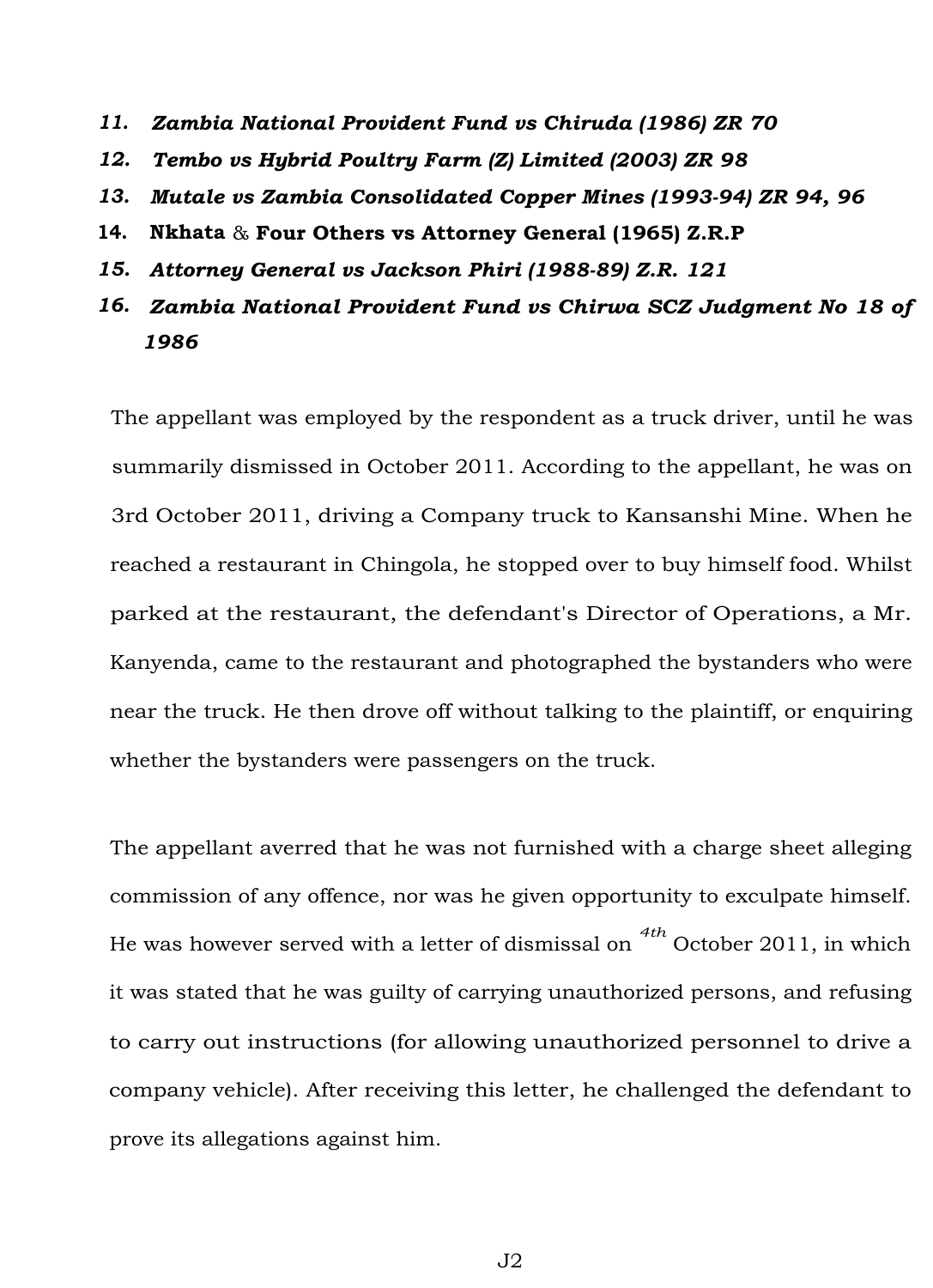11. ***Zambia National Provident Fund vs Chiruda (1986) ZR 70***
12. ***Tembo vs Hybrid Poultry Farm (Z) Limited (2003) ZR 98***
13. ***Mutale vs Zambia Consolidated Copper Mines (1993-94) ZR 94, 96***
14. **Nkhata** & **Four Others vs Attorney General (1965) Z.R.P**
15. ***Attorney General vs Jackson Phiri (1988-89) Z.R. 121***
16. ***Zambia National Provident Fund vs Chirwa SCZ Judgment No 18 of 1986***

The appellant was employed by the respondent as a truck driver, until he was summarily dismissed in October 2011. According to the appellant, he was on 3rd October 2011, driving a Company truck to Kansanshi Mine. When he reached a restaurant in Chingola, he stopped over to buy himself food. Whilst parked at the restaurant, the defendant's Director of Operations, a Mr. Kanyenda, came to the restaurant and photographed the bystanders who were near the truck. He then drove off without talking to the plaintiff, or enquiring whether the bystanders were passengers on the truck.

The appellant averred that he was not furnished with a charge sheet alleging commission of any offence, nor was he given opportunity to exculpate himself. He was however served with a letter of dismissal on 4th October 2011, in which it was stated that he was guilty of carrying unauthorized persons, and refusing to carry out instructions (for allowing unauthorized personnel to drive a company vehicle). After receiving this letter, he challenged the defendant to prove its allegations against him.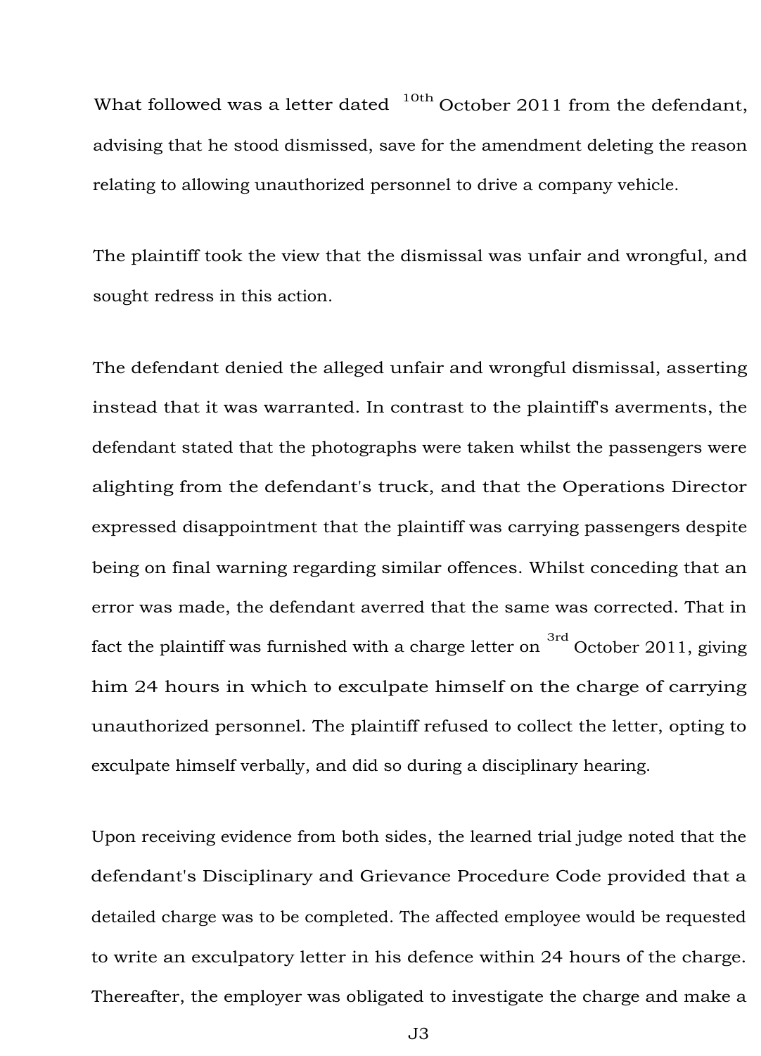What followed was a letter dated 10th October 2011 from the defendant, advising that he stood dismissed, save for the amendment deleting the reason relating to allowing unauthorized personnel to drive a company vehicle.

The plaintiff took the view that the dismissal was unfair and wrongful, and sought redress in this action.

The defendant denied the alleged unfair and wrongful dismissal, asserting instead that it was warranted. In contrast to the plaintiff's averments, the defendant stated that the photographs were taken whilst the passengers were alighting from the defendant's truck, and that the Operations Director expressed disappointment that the plaintiff was carrying passengers despite being on final warning regarding similar offences. Whilst conceding that an error was made, the defendant averred that the same was corrected. That in fact the plaintiff was furnished with a charge letter on 3rd October 2011, giving him 24 hours in which to exculpate himself on the charge of carrying unauthorized personnel. The plaintiff refused to collect the letter, opting to exculpate himself verbally, and did so during a disciplinary hearing.

Upon receiving evidence from both sides, the learned trial judge noted that the defendant's Disciplinary and Grievance Procedure Code provided that a detailed charge was to be completed. The affected employee would be requested to write an exculpatory letter in his defence within 24 hours of the charge. Thereafter, the employer was obligated to investigate the charge and make a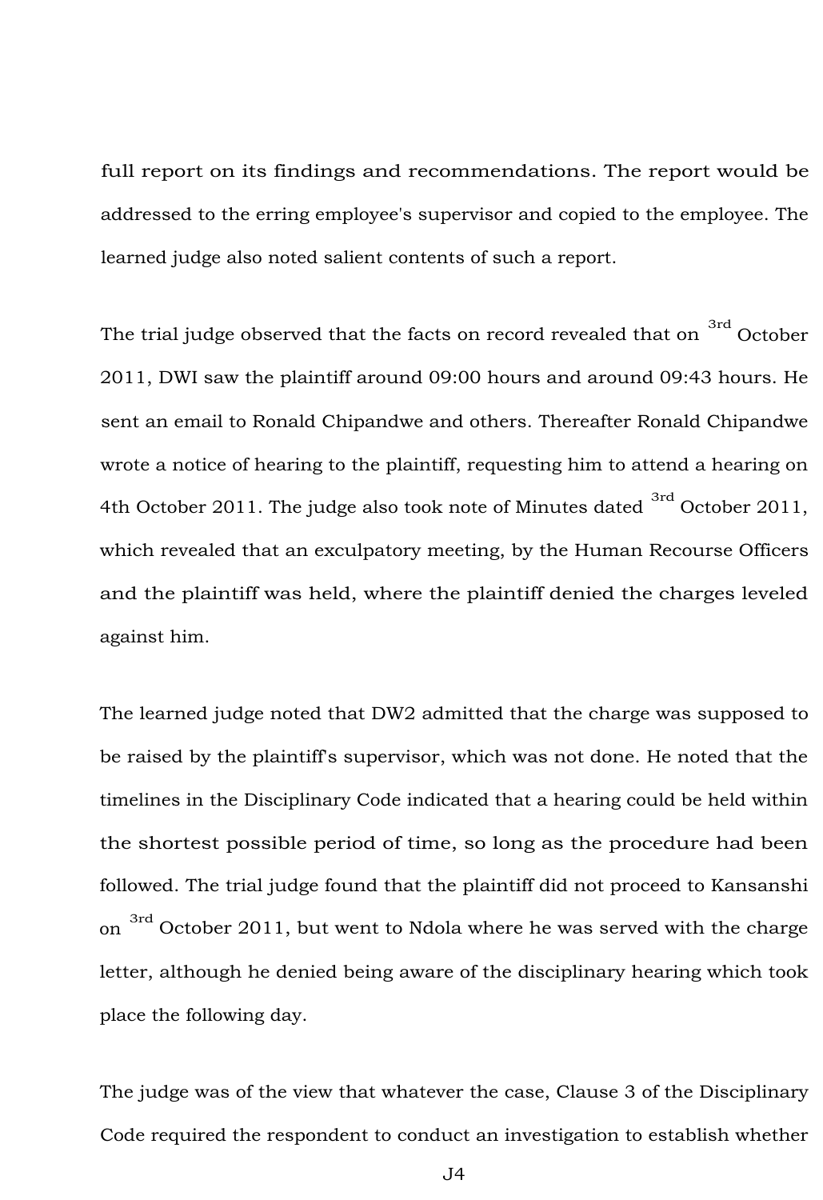full report on its findings and recommendations. The report would be addressed to the erring employee's supervisor and copied to the employee. The learned judge also noted salient contents of such a report.

The trial judge observed that the facts on record revealed that on 3rd October 2011, DWI saw the plaintiff around 09:00 hours and around 09:43 hours. He sent an email to Ronald Chipandwe and others. Thereafter Ronald Chipandwe wrote a notice of hearing to the plaintiff, requesting him to attend a hearing on 4th October 2011. The judge also took note of Minutes dated 3rd October 2011, which revealed that an exculpatory meeting, by the Human Recourse Officers and the plaintiff was held, where the plaintiff denied the charges leveled against him.

The learned judge noted that DW2 admitted that the charge was supposed to be raised by the plaintiff's supervisor, which was not done. He noted that the timelines in the Disciplinary Code indicated that a hearing could be held within the shortest possible period of time, so long as the procedure had been followed. The trial judge found that the plaintiff did not proceed to Kansanshi on 3rd October 2011, but went to Ndola where he was served with the charge letter, although he denied being aware of the disciplinary hearing which took place the following day.

The judge was of the view that whatever the case, Clause 3 of the Disciplinary Code required the respondent to conduct an investigation to establish whether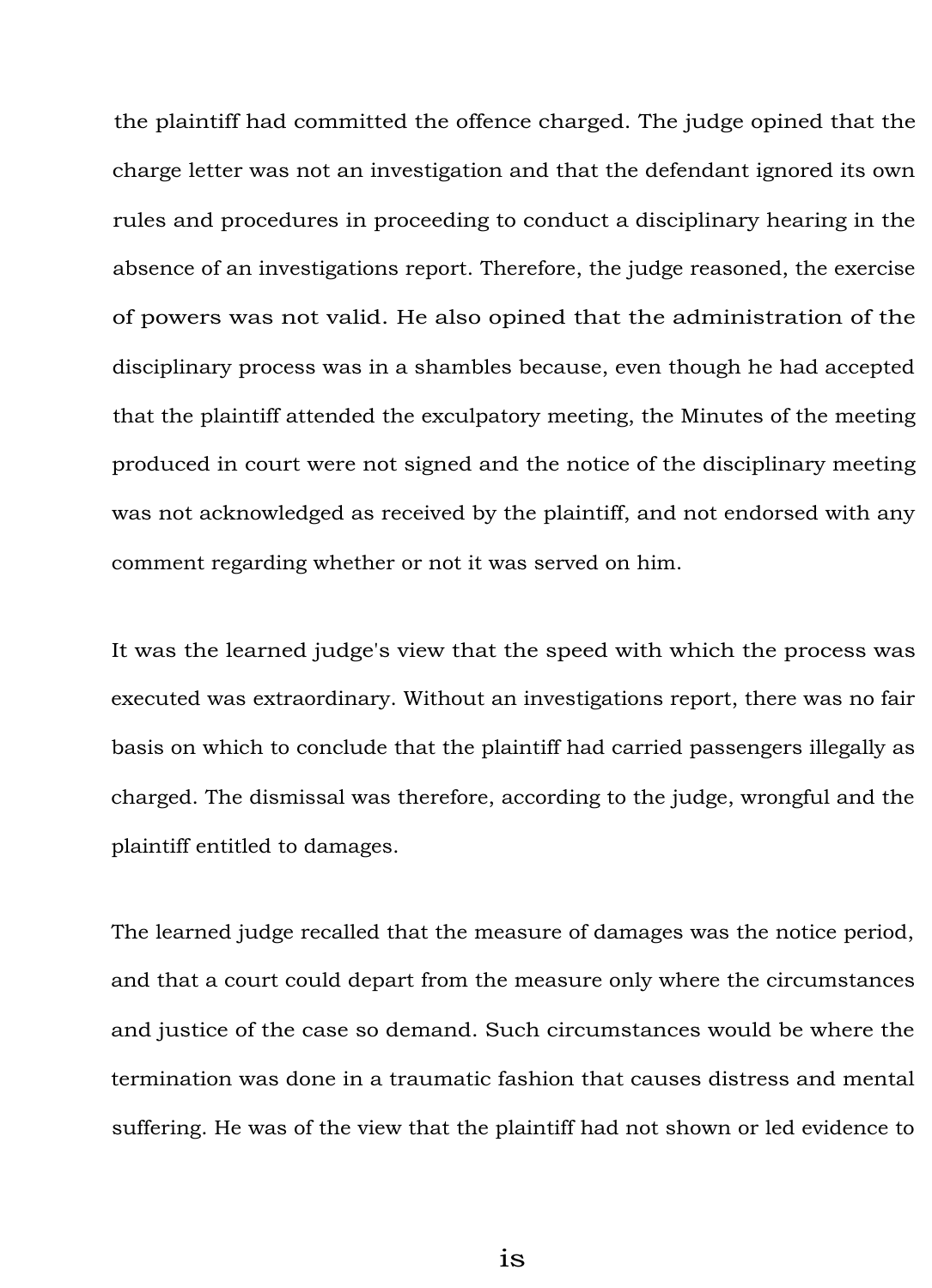the plaintiff had committed the offence charged. The judge opined that the charge letter was not an investigation and that the defendant ignored its own rules and procedures in proceeding to conduct a disciplinary hearing in the absence of an investigations report. Therefore, the judge reasoned, the exercise of powers was not valid. He also opined that the administration of the disciplinary process was in a shambles because, even though he had accepted that the plaintiff attended the exculpatory meeting, the Minutes of the meeting produced in court were not signed and the notice of the disciplinary meeting was not acknowledged as received by the plaintiff, and not endorsed with any comment regarding whether or not it was served on him.

It was the learned judge's view that the speed with which the process was executed was extraordinary. Without an investigations report, there was no fair basis on which to conclude that the plaintiff had carried passengers illegally as charged. The dismissal was therefore, according to the judge, wrongful and the plaintiff entitled to damages.

The learned judge recalled that the measure of damages was the notice period, and that a court could depart from the measure only where the circumstances and justice of the case so demand. Such circumstances would be where the termination was done in a traumatic fashion that causes distress and mental suffering. He was of the view that the plaintiff had not shown or led evidence to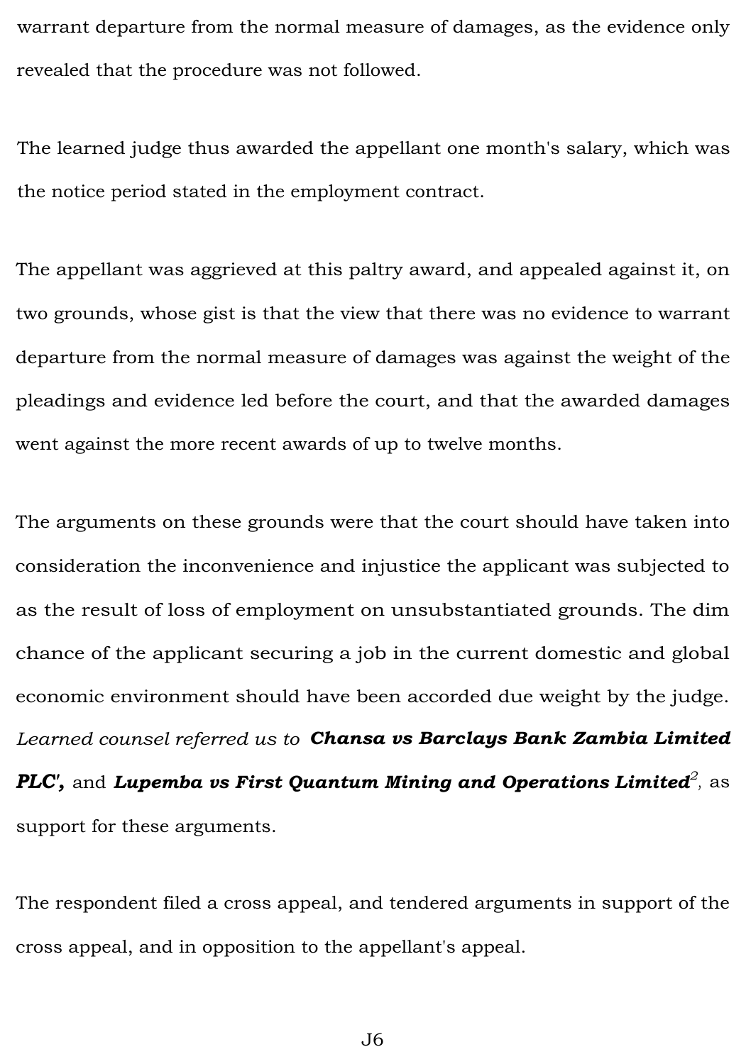warrant departure from the normal measure of damages, as the evidence only revealed that the procedure was not followed.

The learned judge thus awarded the appellant one month's salary, which was the notice period stated in the employment contract.

The appellant was aggrieved at this paltry award, and appealed against it, on two grounds, whose gist is that the view that there was no evidence to warrant departure from the normal measure of damages was against the weight of the pleadings and evidence led before the court, and that the awarded damages went against the more recent awards of up to twelve months.

The arguments on these grounds were that the court should have taken into consideration the inconvenience and injustice the applicant was subjected to as the result of loss of employment on unsubstantiated grounds. The dim chance of the applicant securing a job in the current domestic and global economic environment should have been accorded due weight by the judge. *Learned counsel referred us to* ***Chansa vs Barclays Bank Zambia Limited PLC'***, and ***Lupemba vs First Quantum Mining and Operations Limited***[2], as support for these arguments.

The respondent filed a cross appeal, and tendered arguments in support of the cross appeal, and in opposition to the appellant's appeal.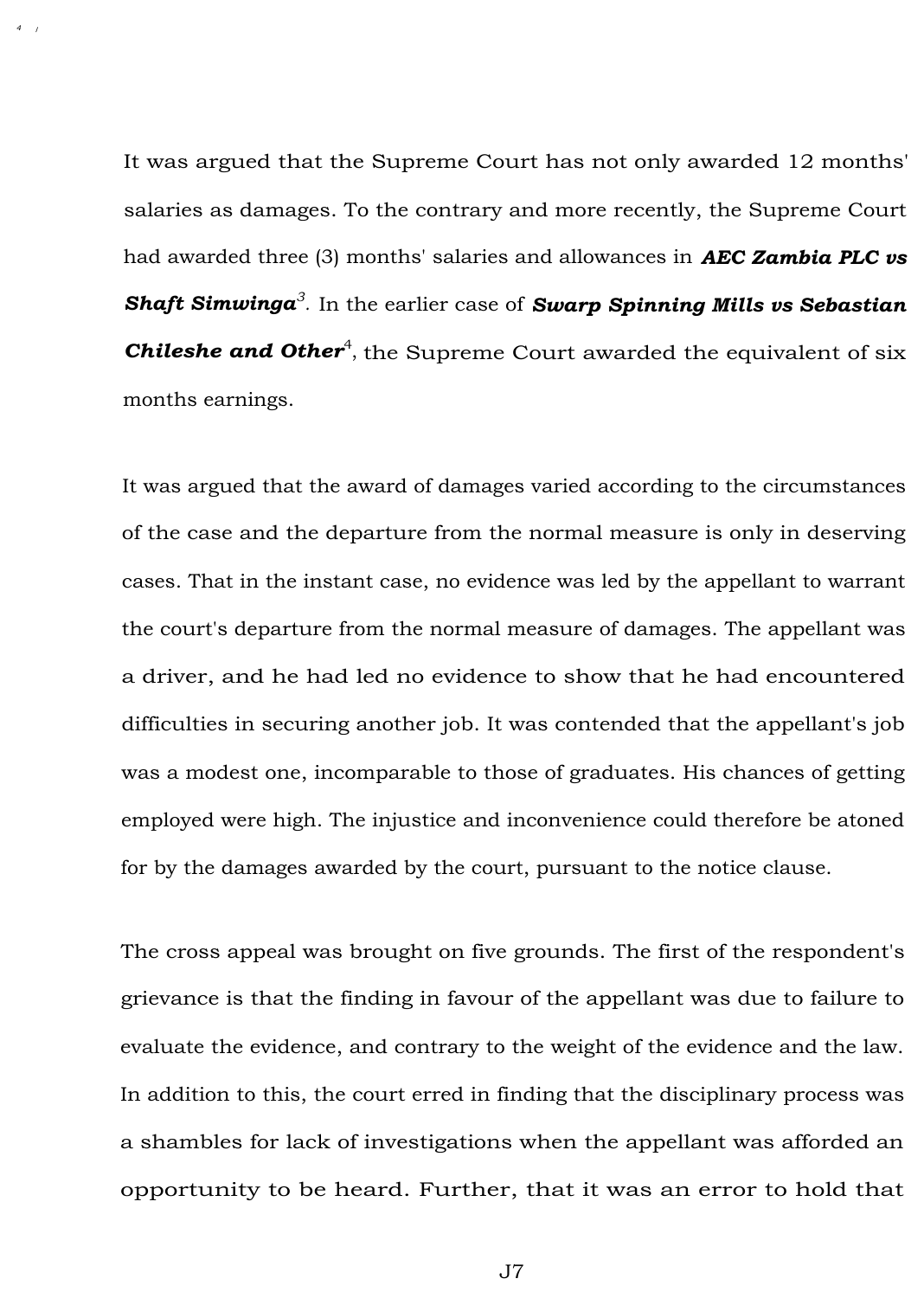It was argued that the Supreme Court has not only awarded 12 months' salaries as damages. To the contrary and more recently, the Supreme Court had awarded three (3) months' salaries and allowances in ***AEC Zambia PLC vs Shaft Simwinga***[3]. In the earlier case of ***Swarp Spinning Mills vs Sebastian Chileshe and Other***[4], the Supreme Court awarded the equivalent of six months earnings.

It was argued that the award of damages varied according to the circumstances of the case and the departure from the normal measure is only in deserving cases. That in the instant case, no evidence was led by the appellant to warrant the court's departure from the normal measure of damages. The appellant was a driver, and he had led no evidence to show that he had encountered difficulties in securing another job. It was contended that the appellant's job was a modest one, incomparable to those of graduates. His chances of getting employed were high. The injustice and inconvenience could therefore be atoned for by the damages awarded by the court, pursuant to the notice clause.

The cross appeal was brought on five grounds. The first of the respondent's grievance is that the finding in favour of the appellant was due to failure to evaluate the evidence, and contrary to the weight of the evidence and the law. In addition to this, the court erred in finding that the disciplinary process was a shambles for lack of investigations when the appellant was afforded an opportunity to be heard. Further, that it was an error to hold that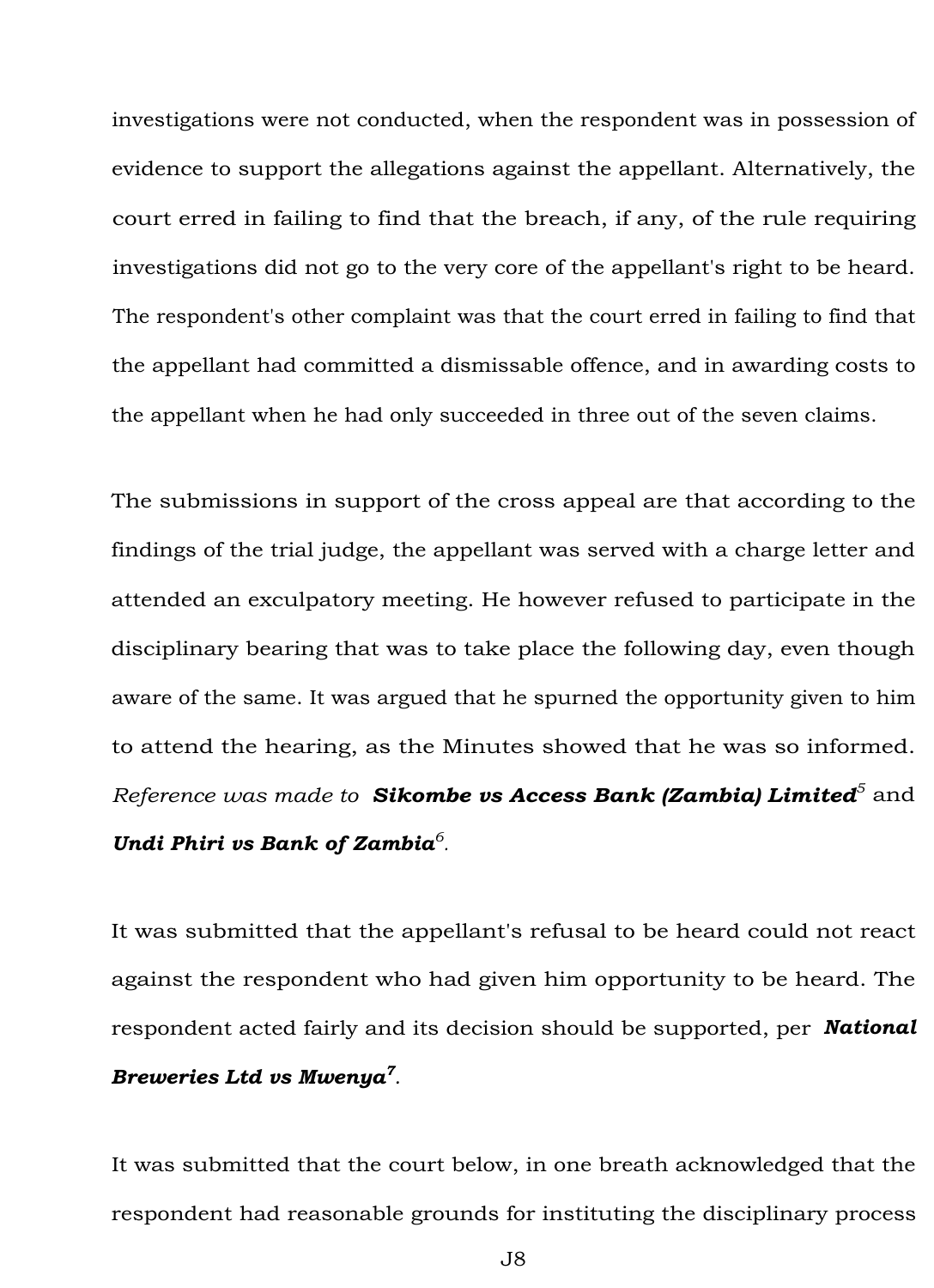investigations were not conducted, when the respondent was in possession of evidence to support the allegations against the appellant. Alternatively, the court erred in failing to find that the breach, if any, of the rule requiring investigations did not go to the very core of the appellant's right to be heard. The respondent's other complaint was that the court erred in failing to find that the appellant had committed a dismissable offence, and in awarding costs to the appellant when he had only succeeded in three out of the seven claims.

The submissions in support of the cross appeal are that according to the findings of the trial judge, the appellant was served with a charge letter and attended an exculpatory meeting. He however refused to participate in the disciplinary bearing that was to take place the following day, even though aware of the same. It was argued that he spurned the opportunity given to him to attend the hearing, as the Minutes showed that he was so informed. *Reference was made to* ***Sikombe vs Access Bank (Zambia) Limited***[5] and ***Undi Phiri vs Bank of Zambia***[6].

It was submitted that the appellant's refusal to be heard could not react against the respondent who had given him opportunity to be heard. The respondent acted fairly and its decision should be supported, per ***National Breweries Ltd vs Mwenya***[7].

It was submitted that the court below, in one breath acknowledged that the respondent had reasonable grounds for instituting the disciplinary process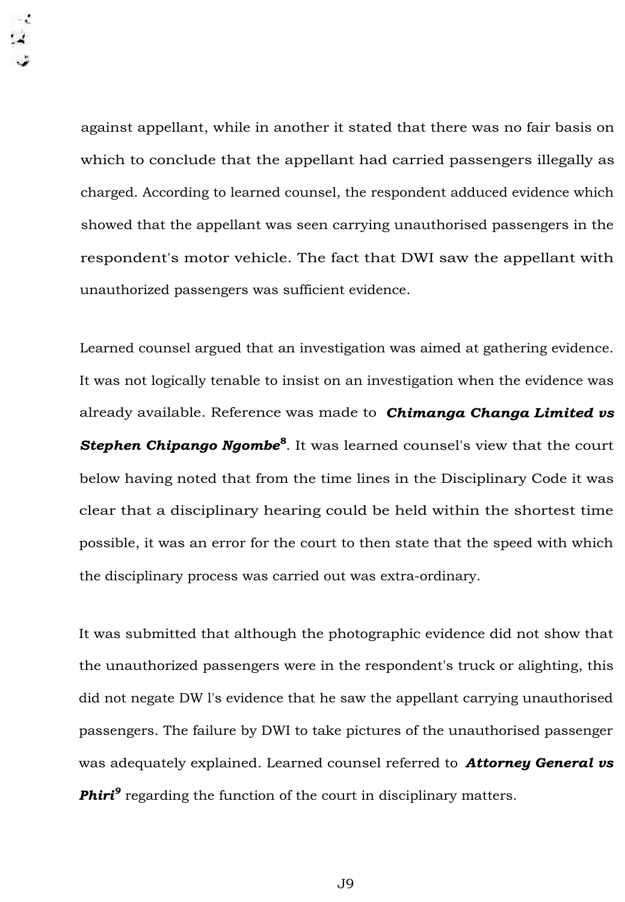against appellant, while in another it stated that there was no fair basis on which to conclude that the appellant had carried passengers illegally as charged. According to learned counsel, the respondent adduced evidence which showed that the appellant was seen carrying unauthorised passengers in the respondent's motor vehicle. The fact that DWI saw the appellant with unauthorized passengers was sufficient evidence.

Learned counsel argued that an investigation was aimed at gathering evidence. It was not logically tenable to insist on an investigation when the evidence was already available. Reference was made to ***Chimanga Changa Limited vs Stephen Chipango Ngombe***[8]. It was learned counsel's view that the court below having noted that from the time lines in the Disciplinary Code it was clear that a disciplinary hearing could be held within the shortest time possible, it was an error for the court to then state that the speed with which the disciplinary process was carried out was extra-ordinary.

It was submitted that although the photographic evidence did not show that the unauthorized passengers were in the respondent's truck or alighting, this did not negate DW l's evidence that he saw the appellant carrying unauthorised passengers. The failure by DWI to take pictures of the unauthorised passenger was adequately explained. Learned counsel referred to ***Attorney General vs Phiri***[9] regarding the function of the court in disciplinary matters.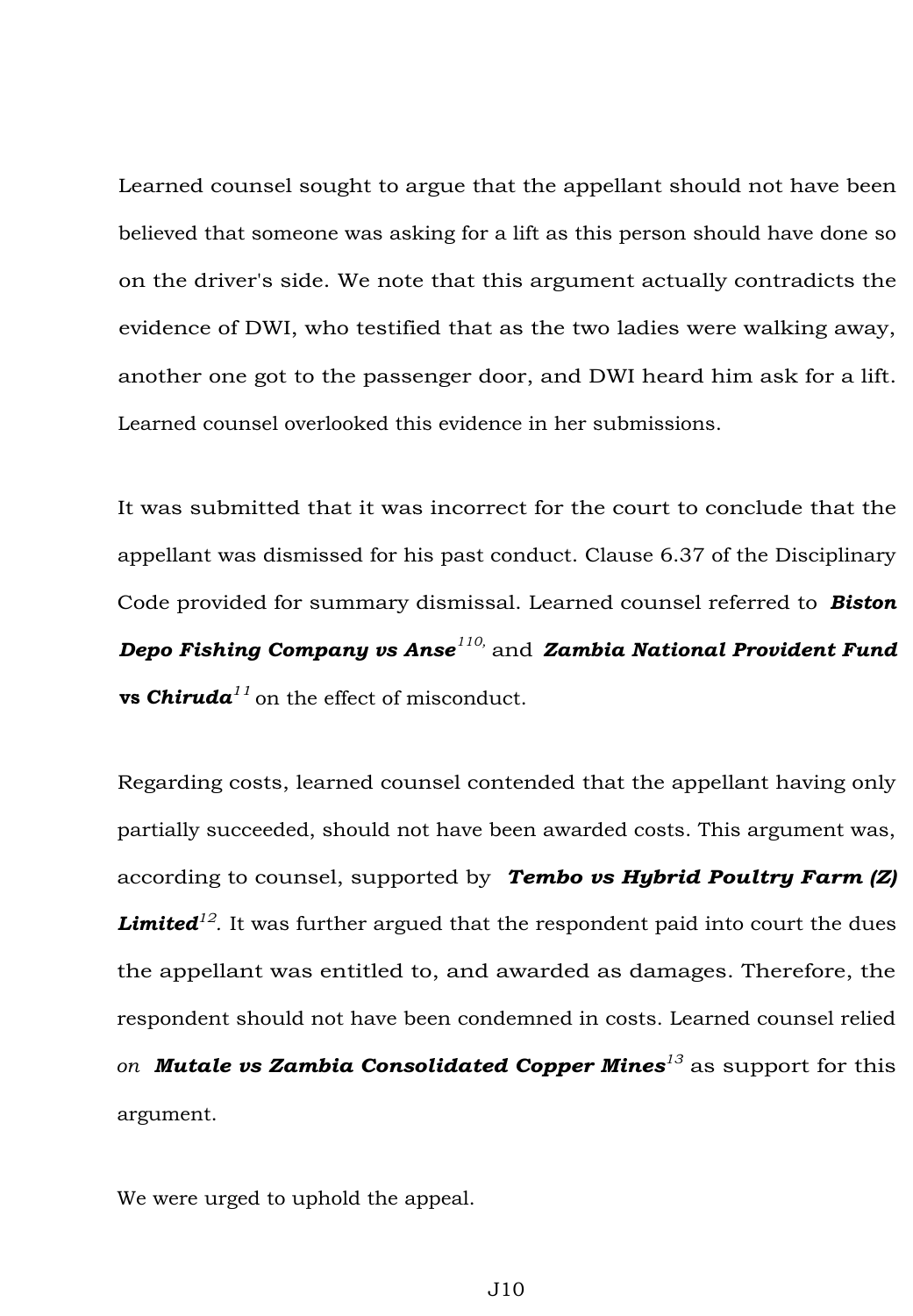Learned counsel sought to argue that the appellant should not have been believed that someone was asking for a lift as this person should have done so on the driver's side. We note that this argument actually contradicts the evidence of DWI, who testified that as the two ladies were walking away, another one got to the passenger door, and DWI heard him ask for a lift. Learned counsel overlooked this evidence in her submissions.

It was submitted that it was incorrect for the court to conclude that the appellant was dismissed for his past conduct. Clause 6.37 of the Disciplinary Code provided for summary dismissal. Learned counsel referred to ***Biston Depo Fishing Company vs Anse***[110,] and ***Zambia National Provident Fund* vs *Chiruda***[11] on the effect of misconduct.

Regarding costs, learned counsel contended that the appellant having only partially succeeded, should not have been awarded costs. This argument was, according to counsel, supported by ***Tembo vs Hybrid Poultry Farm (Z) Limited***[12]. It was further argued that the respondent paid into court the dues the appellant was entitled to, and awarded as damages. Therefore, the respondent should not have been condemned in costs. Learned counsel relied *on* ***Mutale vs Zambia Consolidated Copper Mines***[13] as support for this argument.

We were urged to uphold the appeal.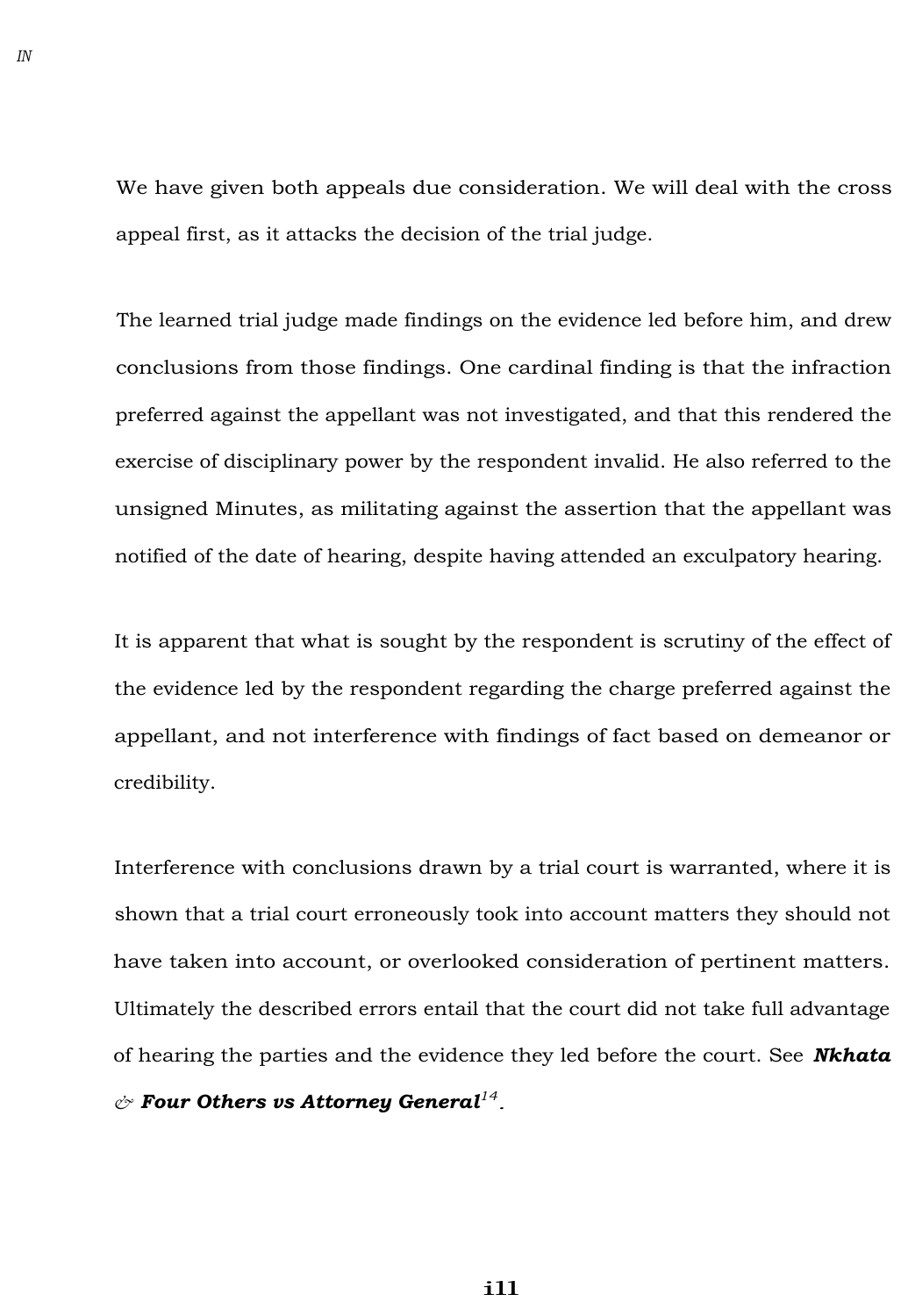We have given both appeals due consideration. We will deal with the cross appeal first, as it attacks the decision of the trial judge.

The learned trial judge made findings on the evidence led before him, and drew conclusions from those findings. One cardinal finding is that the infraction preferred against the appellant was not investigated, and that this rendered the exercise of disciplinary power by the respondent invalid. He also referred to the unsigned Minutes, as militating against the assertion that the appellant was notified of the date of hearing, despite having attended an exculpatory hearing.

It is apparent that what is sought by the respondent is scrutiny of the effect of the evidence led by the respondent regarding the charge preferred against the appellant, and not interference with findings of fact based on demeanor or credibility.

Interference with conclusions drawn by a trial court is warranted, where it is shown that a trial court erroneously took into account matters they should not have taken into account, or overlooked consideration of pertinent matters. Ultimately the described errors entail that the court did not take full advantage of hearing the parties and the evidence they led before the court. See ***Nkhata & Four Others vs Attorney General***[14].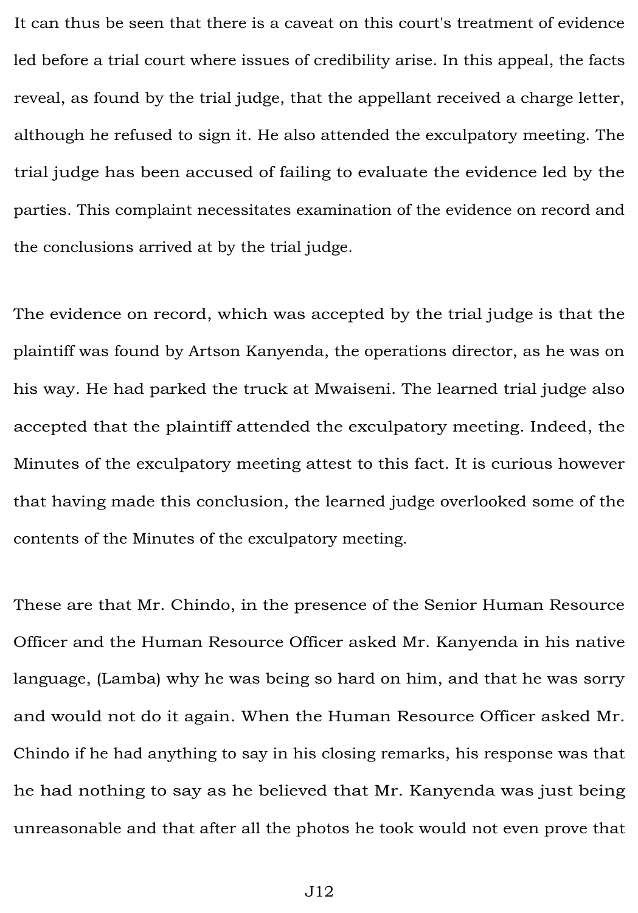It can thus be seen that there is a caveat on this court's treatment of evidence led before a trial court where issues of credibility arise. In this appeal, the facts reveal, as found by the trial judge, that the appellant received a charge letter, although he refused to sign it. He also attended the exculpatory meeting. The trial judge has been accused of failing to evaluate the evidence led by the parties. This complaint necessitates examination of the evidence on record and the conclusions arrived at by the trial judge.

The evidence on record, which was accepted by the trial judge is that the plaintiff was found by Artson Kanyenda, the operations director, as he was on his way. He had parked the truck at Mwaiseni. The learned trial judge also accepted that the plaintiff attended the exculpatory meeting. Indeed, the Minutes of the exculpatory meeting attest to this fact. It is curious however that having made this conclusion, the learned judge overlooked some of the contents of the Minutes of the exculpatory meeting.

These are that Mr. Chindo, in the presence of the Senior Human Resource Officer and the Human Resource Officer asked Mr. Kanyenda in his native language, (Lamba) why he was being so hard on him, and that he was sorry and would not do it again. When the Human Resource Officer asked Mr. Chindo if he had anything to say in his closing remarks, his response was that he had nothing to say as he believed that Mr. Kanyenda was just being unreasonable and that after all the photos he took would not even prove that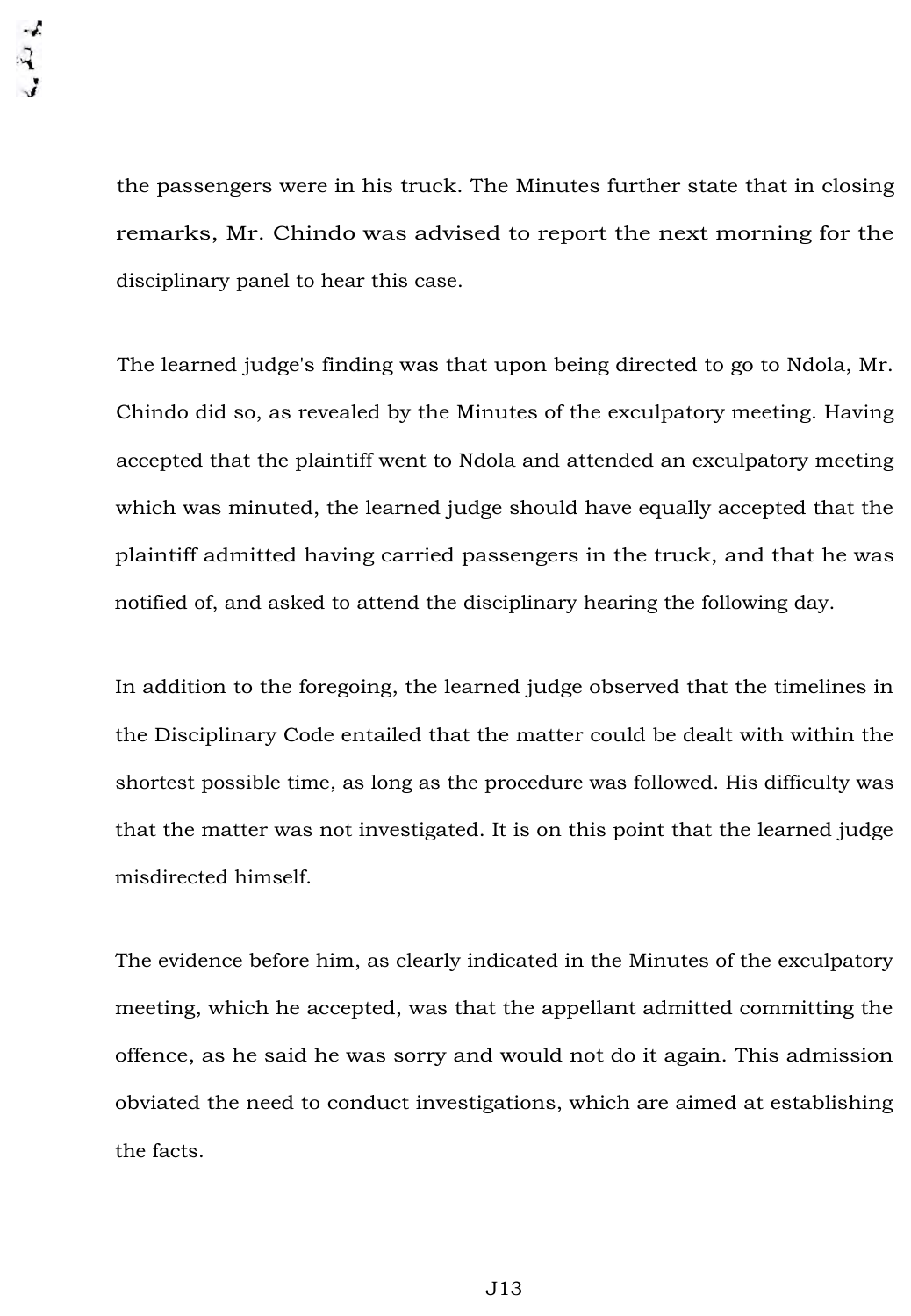the passengers were in his truck. The Minutes further state that in closing remarks, Mr. Chindo was advised to report the next morning for the disciplinary panel to hear this case.

The learned judge's finding was that upon being directed to go to Ndola, Mr. Chindo did so, as revealed by the Minutes of the exculpatory meeting. Having accepted that the plaintiff went to Ndola and attended an exculpatory meeting which was minuted, the learned judge should have equally accepted that the plaintiff admitted having carried passengers in the truck, and that he was notified of, and asked to attend the disciplinary hearing the following day.

In addition to the foregoing, the learned judge observed that the timelines in the Disciplinary Code entailed that the matter could be dealt with within the shortest possible time, as long as the procedure was followed. His difficulty was that the matter was not investigated. It is on this point that the learned judge misdirected himself.

The evidence before him, as clearly indicated in the Minutes of the exculpatory meeting, which he accepted, was that the appellant admitted committing the offence, as he said he was sorry and would not do it again. This admission obviated the need to conduct investigations, which are aimed at establishing the facts.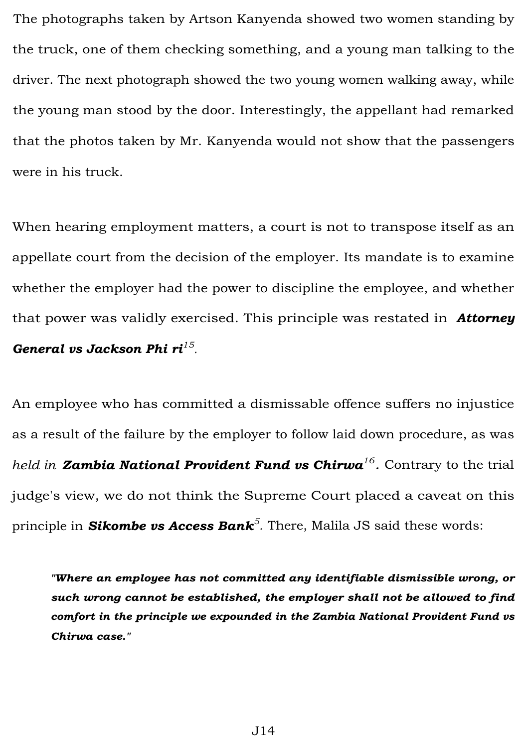The photographs taken by Artson Kanyenda showed two women standing by the truck, one of them checking something, and a young man talking to the driver. The next photograph showed the two young women walking away, while the young man stood by the door. Interestingly, the appellant had remarked that the photos taken by Mr. Kanyenda would not show that the passengers were in his truck.

When hearing employment matters, a court is not to transpose itself as an appellate court from the decision of the employer. Its mandate is to examine whether the employer had the power to discipline the employee, and whether that power was validly exercised. This principle was restated in ***Attorney General vs Jackson Phi ri***[15].

An employee who has committed a dismissable offence suffers no injustice as a result of the failure by the employer to follow laid down procedure, as was *held in* ***Zambia National Provident Fund vs Chirwa***[16]**.** Contrary to the trial judge's view, we do not think the Supreme Court placed a caveat on this principle in ***Sikombe vs Access Bank***[5]. There, Malila JS said these words:

> ***"Where an employee has not committed any identifiable dismissible wrong, or such wrong cannot be established, the employer shall not be allowed to find comfort in the principle we expounded in the Zambia National Provident Fund vs Chirwa case."***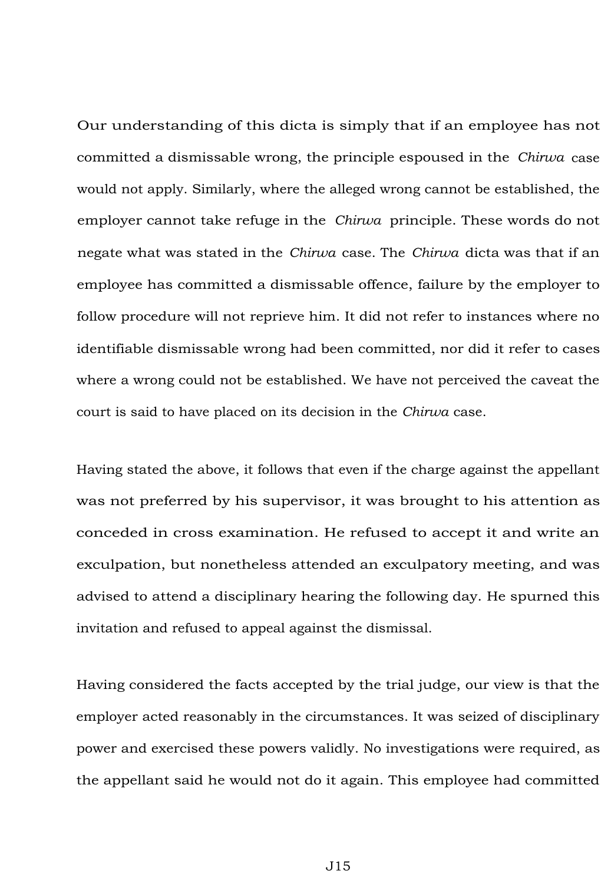Our understanding of this dicta is simply that if an employee has not committed a dismissable wrong, the principle espoused in the *Chirwa* case would not apply. Similarly, where the alleged wrong cannot be established, the employer cannot take refuge in the *Chirwa* principle. These words do not negate what was stated in the *Chirwa* case. The *Chirwa* dicta was that if an employee has committed a dismissable offence, failure by the employer to follow procedure will not reprieve him. It did not refer to instances where no identifiable dismissable wrong had been committed, nor did it refer to cases where a wrong could not be established. We have not perceived the caveat the court is said to have placed on its decision in the *Chirwa* case.

Having stated the above, it follows that even if the charge against the appellant was not preferred by his supervisor, it was brought to his attention as conceded in cross examination. He refused to accept it and write an exculpation, but nonetheless attended an exculpatory meeting, and was advised to attend a disciplinary hearing the following day. He spurned this invitation and refused to appeal against the dismissal.

Having considered the facts accepted by the trial judge, our view is that the employer acted reasonably in the circumstances. It was seized of disciplinary power and exercised these powers validly. No investigations were required, as the appellant said he would not do it again. This employee had committed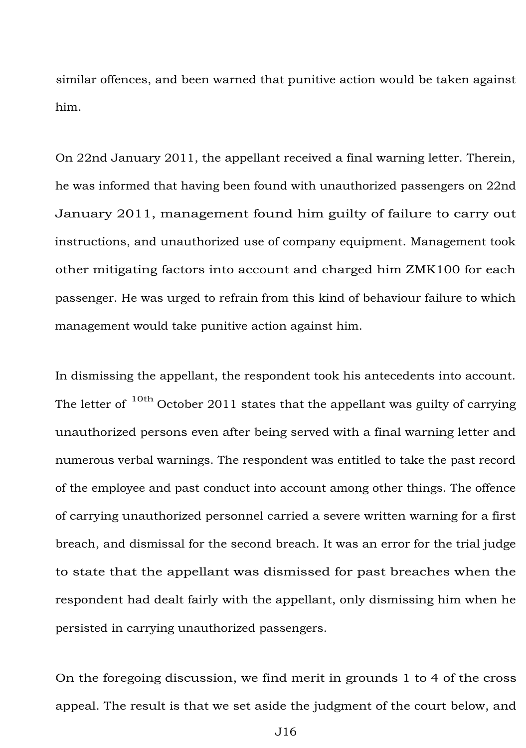similar offences, and been warned that punitive action would be taken against him.

On 22nd January 2011, the appellant received a final warning letter. Therein, he was informed that having been found with unauthorized passengers on 22nd January 2011, management found him guilty of failure to carry out instructions, and unauthorized use of company equipment. Management took other mitigating factors into account and charged him ZMK100 for each passenger. He was urged to refrain from this kind of behaviour failure to which management would take punitive action against him.

In dismissing the appellant, the respondent took his antecedents into account. The letter of 10th October 2011 states that the appellant was guilty of carrying unauthorized persons even after being served with a final warning letter and numerous verbal warnings. The respondent was entitled to take the past record of the employee and past conduct into account among other things. The offence of carrying unauthorized personnel carried a severe written warning for a first breach, and dismissal for the second breach. It was an error for the trial judge to state that the appellant was dismissed for past breaches when the respondent had dealt fairly with the appellant, only dismissing him when he persisted in carrying unauthorized passengers.

On the foregoing discussion, we find merit in grounds 1 to 4 of the cross appeal. The result is that we set aside the judgment of the court below, and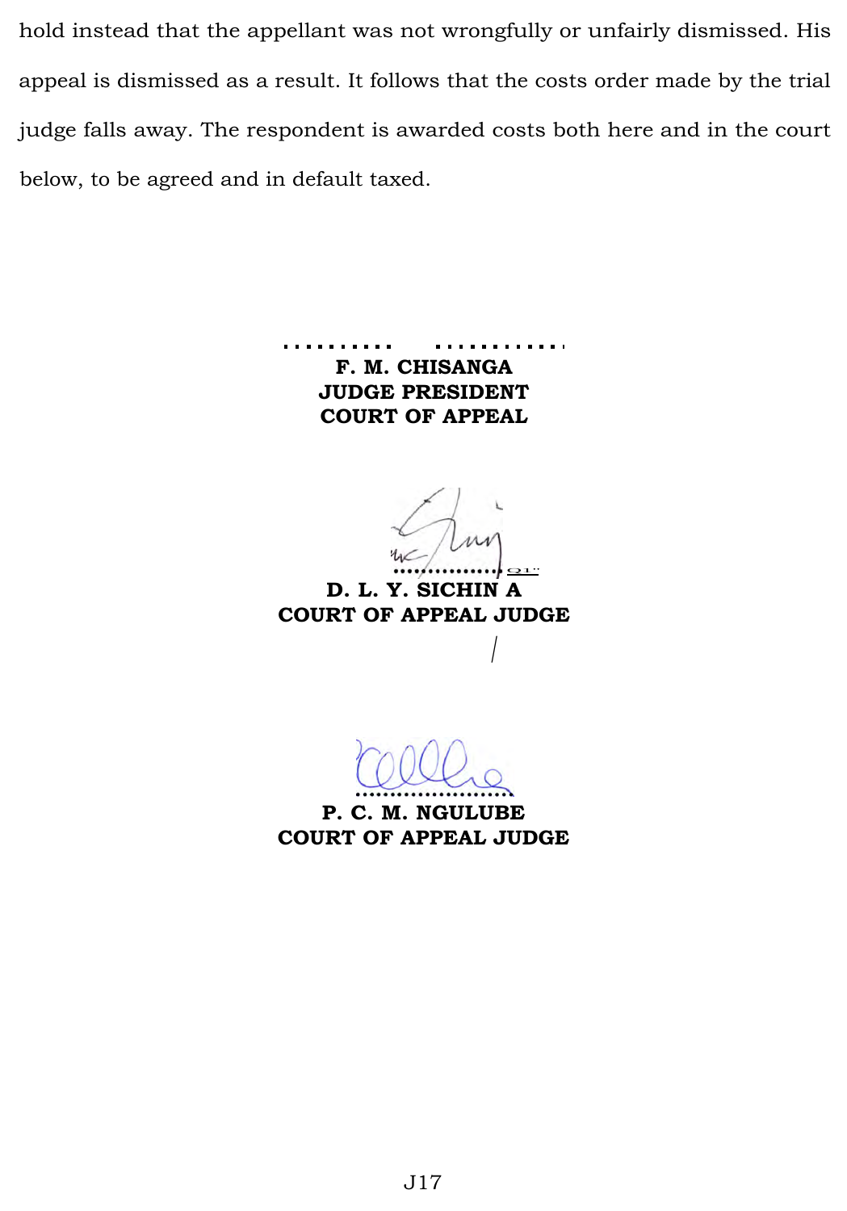hold instead that the appellant was not wrongfully or unfairly dismissed. His appeal is dismissed as a result. It follows that the costs order made by the trial judge falls away. The respondent is awarded costs both here and in the court below, to be agreed and in default taxed.

..........   ............

**F. M. CHISANGA**
**JUDGE PRESIDENT**
**COURT OF APPEAL**

..............

**D. L. Y. SICHIN A**
**COURT OF APPEAL JUDGE**

......................

**P. C. M. NGULUBE**
**COURT OF APPEAL JUDGE**